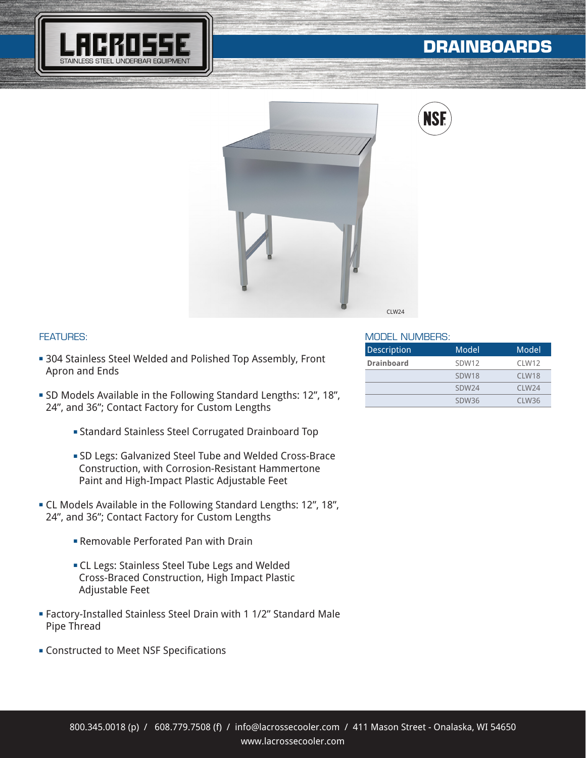# LACROSSE

STAINLESS STEEL UNDERBAR EQUIPMENT

# DRAINBOARDS

NSF

CLW24

## FEATURES:

- 304 Stainless Steel Welded and Polished Top Assembly, Front Apron and Ends
- SD Models Available in the Following Standard Lengths: 12", 18", 24", and 36"; Contact Factory for Custom Lengths
  - Standard Stainless Steel Corrugated Drainboard Top
  - SD Legs: Galvanized Steel Tube and Welded Cross-Brace Construction, with Corrosion-Resistant Hammertone Paint and High-Impact Plastic Adjustable Feet
- CL Models Available in the Following Standard Lengths: 12", 18", 24", and 36"; Contact Factory for Custom Lengths
  - Removable Perforated Pan with Drain
  - CL Legs: Stainless Steel Tube Legs and Welded Cross-Braced Construction, High Impact Plastic Adjustable Feet
- Factory-Installed Stainless Steel Drain with 1 1/2" Standard Male Pipe Thread
- Constructed to Meet NSF Specifications

## MODEL NUMBERS:

| Description | Model | Model |
|---|---|---|
| **Drainboard** | SDW12 | CLW12 |
| | SDW18 | CLW18 |
| | SDW24 | CLW24 |
| | SDW36 | CLW36 |

800.345.0018 (p) / 608.779.7508 (f) / info@lacrossecooler.com / 411 Mason Street - Onalaska, WI 54650
www.lacrossecooler.com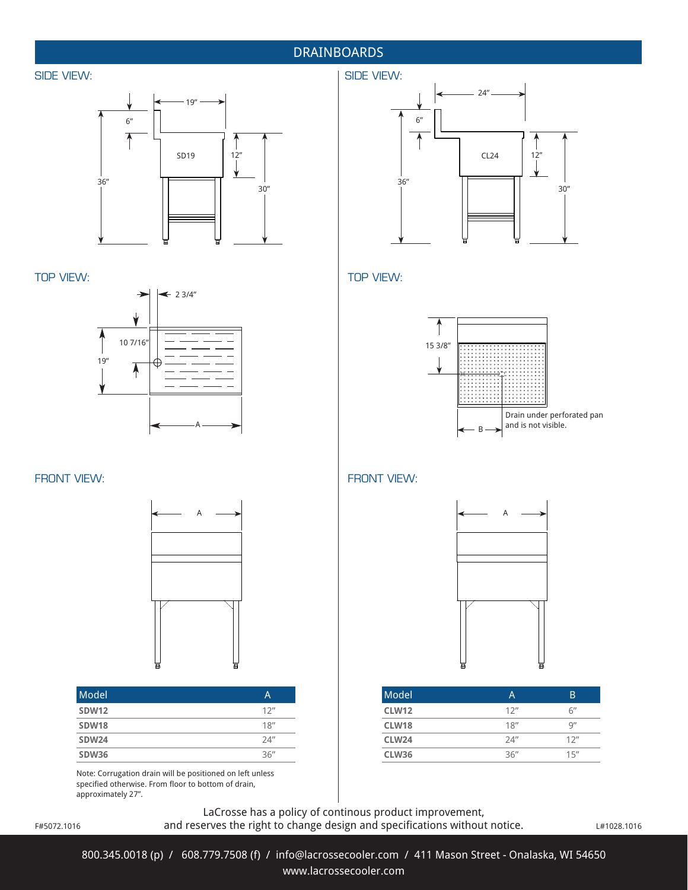# DRAINBOARDS

## SIDE VIEW:

19″
6″
SD19
12″
36″
30″

## TOP VIEW:

2 3/4″
10 7/16″
19″
A

## FRONT VIEW:

A

| Model | A |
|---|---|
| **SDW12** | 12″ |
| **SDW18** | 18″ |
| **SDW24** | 24″ |
| **SDW36** | 36″ |

Note: Corrugation drain will be positioned on left unless specified otherwise. From floor to bottom of drain, approximately 27″.

## SIDE VIEW:

24″
6″
CL24
12″
36″
30″

## TOP VIEW:

15 3/8″
B
Drain under perforated pan and is not visible.

## FRONT VIEW:

A

| Model | A | B |
|---|---|---|
| **CLW12** | 12″ | 6″ |
| **CLW18** | 18″ | 9″ |
| **CLW24** | 24″ | 12″ |
| **CLW36** | 36″ | 15″ |

F#5072.1016

LaCrosse has a policy of continous product improvement, and reserves the right to change design and specifications without notice.

L#1028.1016

800.345.0018 (p) / 608.779.7508 (f) / info@lacrossecooler.com / 411 Mason Street - Onalaska, WI 54650
www.lacrossecooler.com